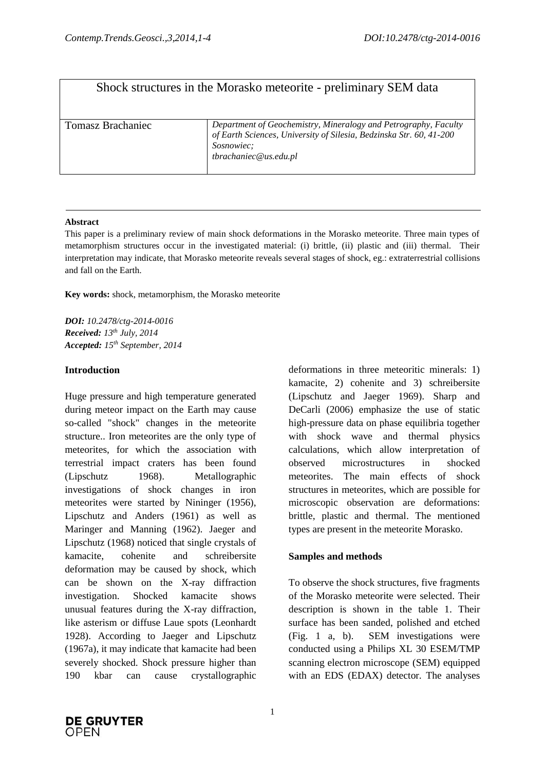# Shock structures in the Morasko meteorite - preliminary SEM data

| Tomasz Brachaniec | *Department of Geochemistry, Mineralogy and Petrography, Faculty of Earth Sciences, University of Silesia, Bedzinska Str. 60, 41-200 Sosnowiec; tbrachaniec@us.edu.pl* |
|---|---|

**Abstract**

This paper is a preliminary review of main shock deformations in the Morasko meteorite. Three main types of metamorphism structures occur in the investigated material: (i) brittle, (ii) plastic and (iii) thermal. Their interpretation may indicate, that Morasko meteorite reveals several stages of shock, eg.: extraterrestrial collisions and fall on the Earth.

**Key words:** shock, metamorphism, the Morasko meteorite

***DOI:*** *10.2478/ctg-2014-0016*
***Received:*** *13th July, 2014*
***Accepted:*** *15th September, 2014*

## Introduction

Huge pressure and high temperature generated during meteor impact on the Earth may cause so-called "shock" changes in the meteorite structure.. Iron meteorites are the only type of meteorites, for which the association with terrestrial impact craters has been found (Lipschutz 1968). Metallographic investigations of shock changes in iron meteorites were started by Nininger (1956), Lipschutz and Anders (1961) as well as Maringer and Manning (1962). Jaeger and Lipschutz (1968) noticed that single crystals of kamacite, cohenite and schreibersite deformation may be caused by shock, which can be shown on the X-ray diffraction investigation. Shocked kamacite shows unusual features during the X-ray diffraction, like asterism or diffuse Laue spots (Leonhardt 1928). According to Jaeger and Lipschutz (1967a), it may indicate that kamacite had been severely shocked. Shock pressure higher than 190 kbar can cause crystallographic deformations in three meteoritic minerals: 1) kamacite, 2) cohenite and 3) schreibersite (Lipschutz and Jaeger 1969). Sharp and DeCarli (2006) emphasize the use of static high-pressure data on phase equilibria together with shock wave and thermal physics calculations, which allow interpretation of observed microstructures in shocked meteorites. The main effects of shock structures in meteorites, which are possible for microscopic observation are deformations: brittle, plastic and thermal. The mentioned types are present in the meteorite Morasko.

## Samples and methods

To observe the shock structures, five fragments of the Morasko meteorite were selected. Their description is shown in the table 1. Their surface has been sanded, polished and etched (Fig. 1 a, b). SEM investigations were conducted using a Philips XL 30 ESEM/TMP scanning electron microscope (SEM) equipped with an EDS (EDAX) detector. The analyses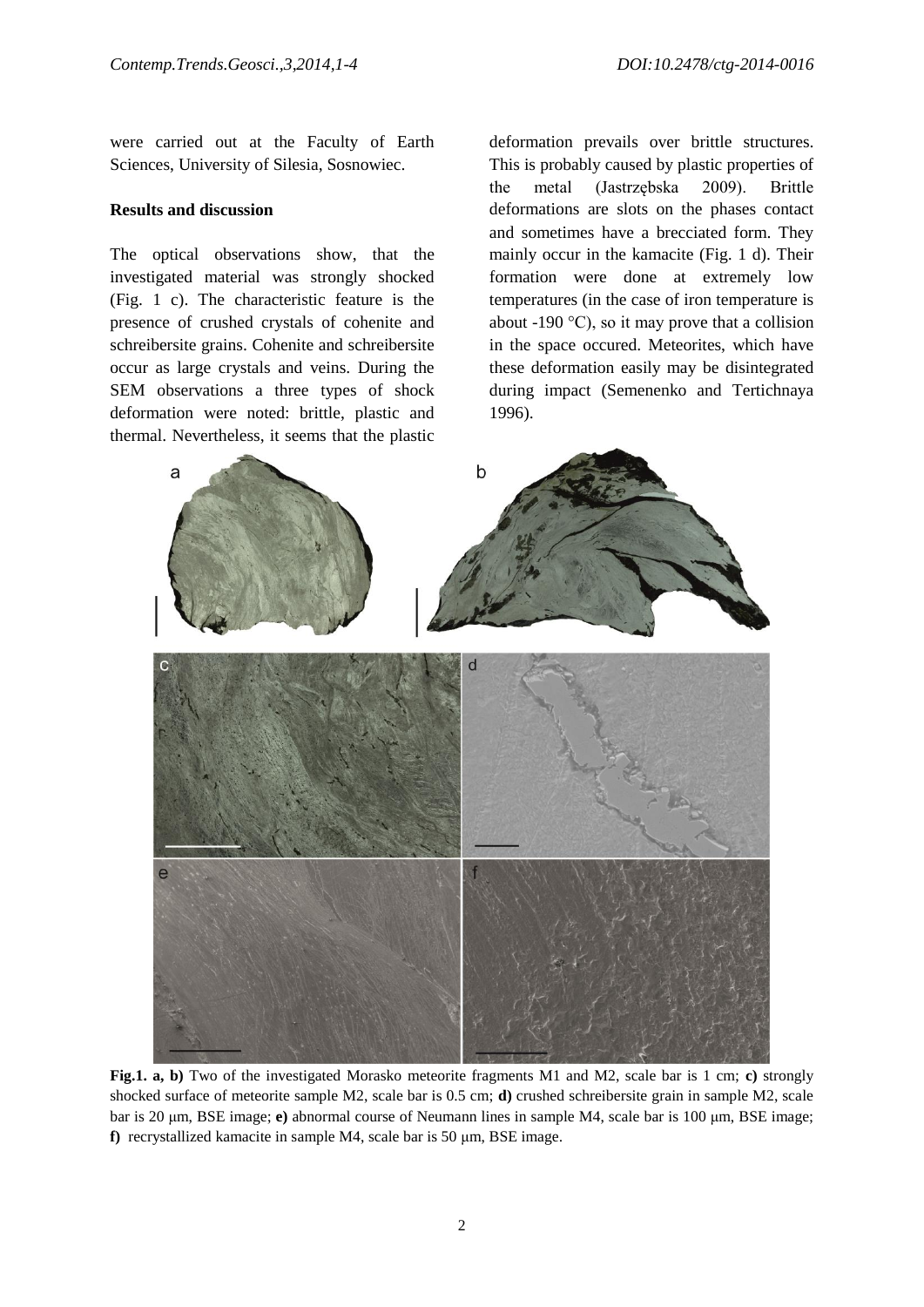were carried out at the Faculty of Earth Sciences, University of Silesia, Sosnowiec.

## Results and discussion

The optical observations show, that the investigated material was strongly shocked (Fig. 1 c). The characteristic feature is the presence of crushed crystals of cohenite and schreibersite grains. Cohenite and schreibersite occur as large crystals and veins. During the SEM observations a three types of shock deformation were noted: brittle, plastic and thermal. Nevertheless, it seems that the plastic deformation prevails over brittle structures. This is probably caused by plastic properties of the metal (Jastrzębska 2009). Brittle deformations are slots on the phases contact and sometimes have a brecciated form. They mainly occur in the kamacite (Fig. 1 d). Their formation were done at extremely low temperatures (in the case of iron temperature is about -190 °C), so it may prove that a collision in the space occured. Meteorites, which have these deformation easily may be disintegrated during impact (Semenenko and Tertichnaya 1996).

**Fig.1. a, b)** Two of the investigated Morasko meteorite fragments M1 and M2, scale bar is 1 cm; **c)** strongly shocked surface of meteorite sample M2, scale bar is 0.5 cm; **d)** crushed schreibersite grain in sample M2, scale bar is 20 μm, BSE image; **e)** abnormal course of Neumann lines in sample M4, scale bar is 100 μm, BSE image; **f)** recrystallized kamacite in sample M4, scale bar is 50 μm, BSE image.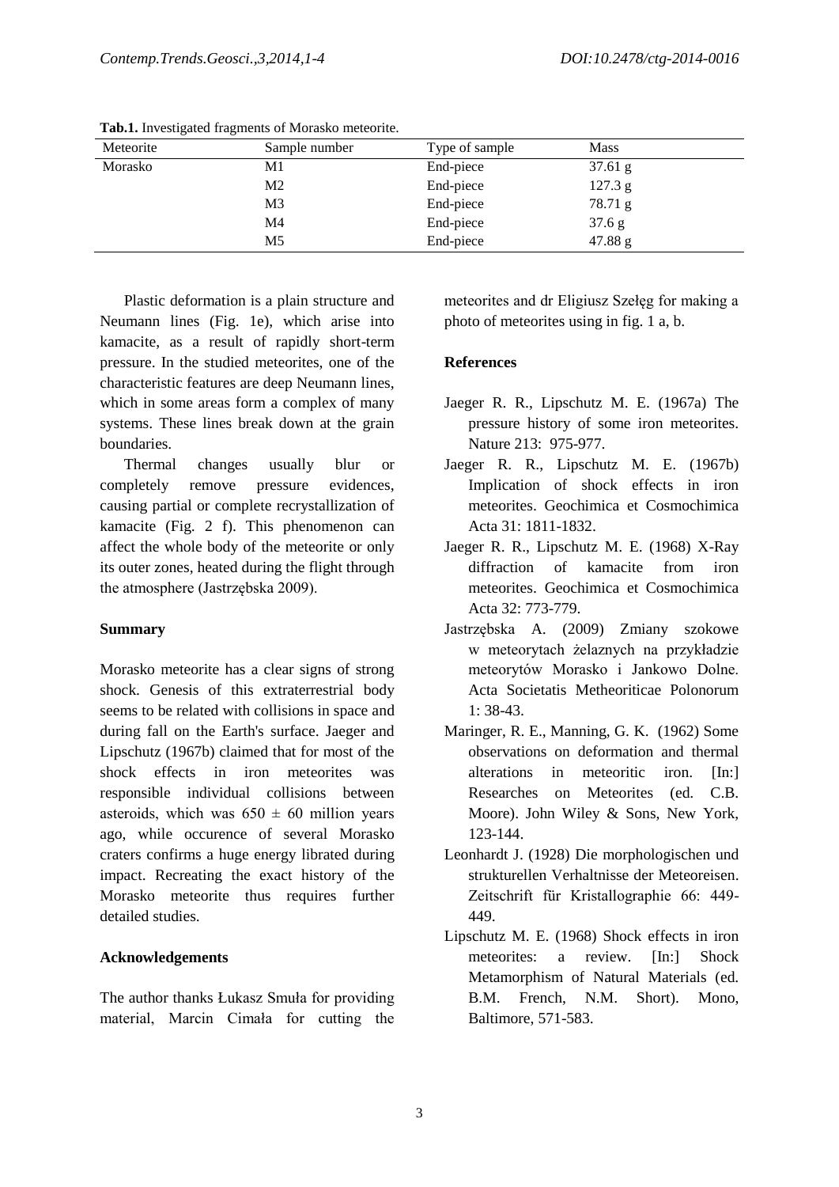**Tab.1.** Investigated fragments of Morasko meteorite.

| Meteorite | Sample number | Type of sample | Mass |
|---|---|---|---|
| Morasko | M1 | End-piece | 37.61 g |
| | M2 | End-piece | 127.3 g |
| | M3 | End-piece | 78.71 g |
| | M4 | End-piece | 37.6 g |
| | M5 | End-piece | 47.88 g |

Plastic deformation is a plain structure and Neumann lines (Fig. 1e), which arise into kamacite, as a result of rapidly short-term pressure. In the studied meteorites, one of the characteristic features are deep Neumann lines, which in some areas form a complex of many systems. These lines break down at the grain boundaries.

Thermal changes usually blur or completely remove pressure evidences, causing partial or complete recrystallization of kamacite (Fig. 2 f). This phenomenon can affect the whole body of the meteorite or only its outer zones, heated during the flight through the atmosphere (Jastrzębska 2009).

## Summary

Morasko meteorite has a clear signs of strong shock. Genesis of this extraterrestrial body seems to be related with collisions in space and during fall on the Earth's surface. Jaeger and Lipschutz (1967b) claimed that for most of the shock effects in iron meteorites was responsible individual collisions between asteroids, which was $650 \pm 60$ million years ago, while occurence of several Morasko craters confirms a huge energy librated during impact. Recreating the exact history of the Morasko meteorite thus requires further detailed studies.

## Acknowledgements

The author thanks Łukasz Smuła for providing material, Marcin Cimała for cutting the meteorites and dr Eligiusz Szełęg for making a photo of meteorites using in fig. 1 a, b.

## References

Jaeger R. R., Lipschutz M. E. (1967a) The pressure history of some iron meteorites. Nature 213: 975-977.

Jaeger R. R., Lipschutz M. E. (1967b) Implication of shock effects in iron meteorites. Geochimica et Cosmochimica Acta 31: 1811-1832.

Jaeger R. R., Lipschutz M. E. (1968) X-Ray diffraction of kamacite from iron meteorites. Geochimica et Cosmochimica Acta 32: 773-779.

Jastrzębska A. (2009) Zmiany szokowe w meteorytach żelaznych na przykładzie meteorytów Morasko i Jankowo Dolne. Acta Societatis Metheoriticae Polonorum 1: 38-43.

Maringer, R. E., Manning, G. K. (1962) Some observations on deformation and thermal alterations in meteoritic iron. [In:] Researches on Meteorites (ed. C.B. Moore). John Wiley & Sons, New York, 123-144.

Leonhardt J. (1928) Die morphologischen und strukturellen Verhaltnisse der Meteoreisen. Zeitschrift für Kristallographie 66: 449-449.

Lipschutz M. E. (1968) Shock effects in iron meteorites: a review. [In:] Shock Metamorphism of Natural Materials (ed. B.M. French, N.M. Short). Mono, Baltimore, 571-583.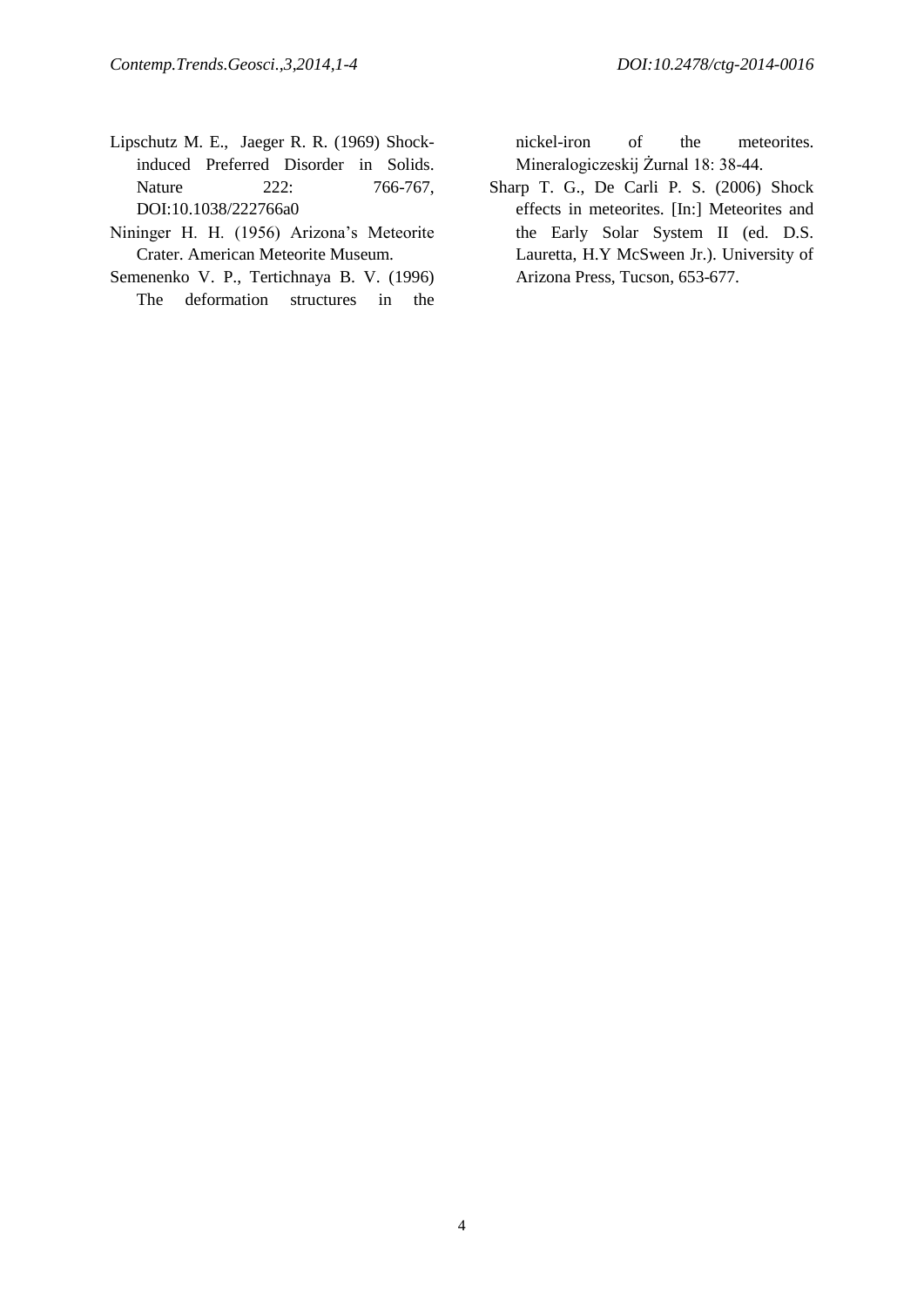Lipschutz M. E., Jaeger R. R. (1969) Shock-induced Preferred Disorder in Solids. Nature 222: 766-767, DOI:10.1038/222766a0

Nininger H. H. (1956) Arizona's Meteorite Crater. American Meteorite Museum.

Semenenko V. P., Tertichnaya B. V. (1996) The deformation structures in the nickel-iron of the meteorites. Mineralogiczeskij Żurnal 18: 38-44.

Sharp T. G., De Carli P. S. (2006) Shock effects in meteorites. [In:] Meteorites and the Early Solar System II (ed. D.S. Lauretta, H.Y McSween Jr.). University of Arizona Press, Tucson, 653-677.